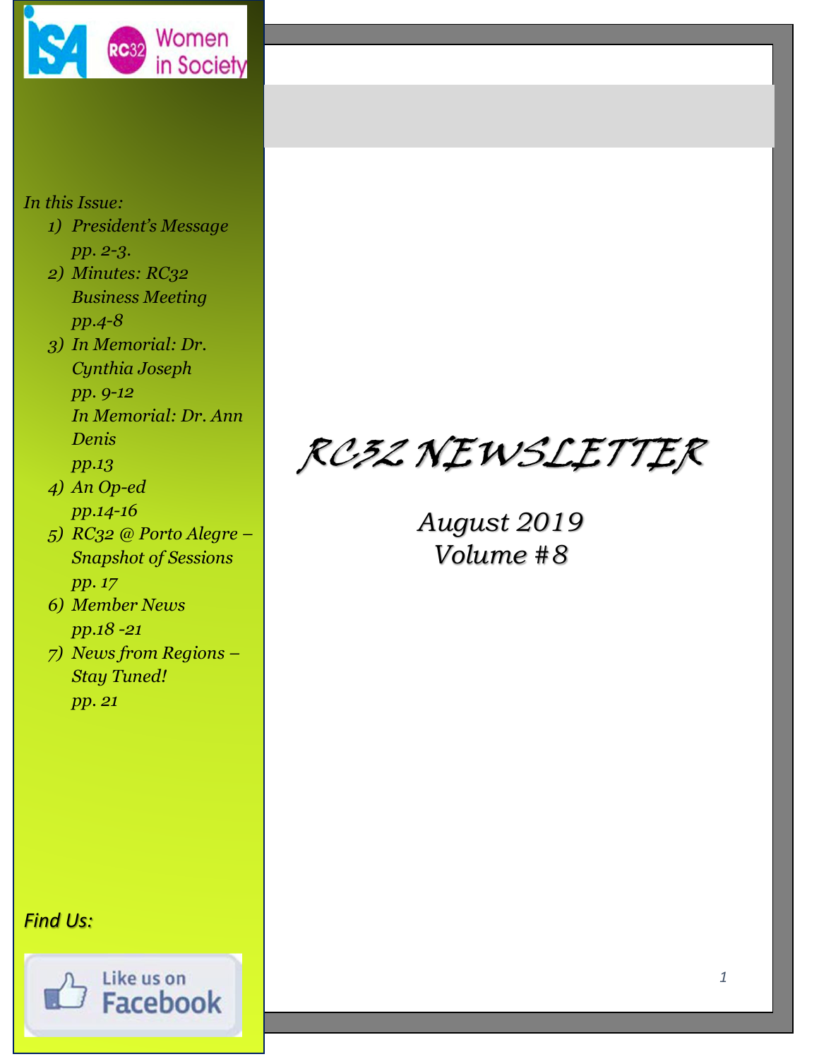ISA RC32 Women in Society

# RC32 NEWSLETTER

*August 2019*
*Volume #8*

*In this Issue:*

1) *President's Message pp. 2-3.*
2) *Minutes: RC32 Business Meeting pp.4-8*
3) *In Memorial: Dr. Cynthia Joseph pp. 9-12*
   *In Memorial: Dr. Ann Denis pp.13*
4) *An Op-ed pp.14-16*
5) *RC32 @ Porto Alegre – Snapshot of Sessions pp. 17*
6) *Member News pp.18 -21*
7) *News from Regions – Stay Tuned! pp. 21*

*Find Us:*

Like us on Facebook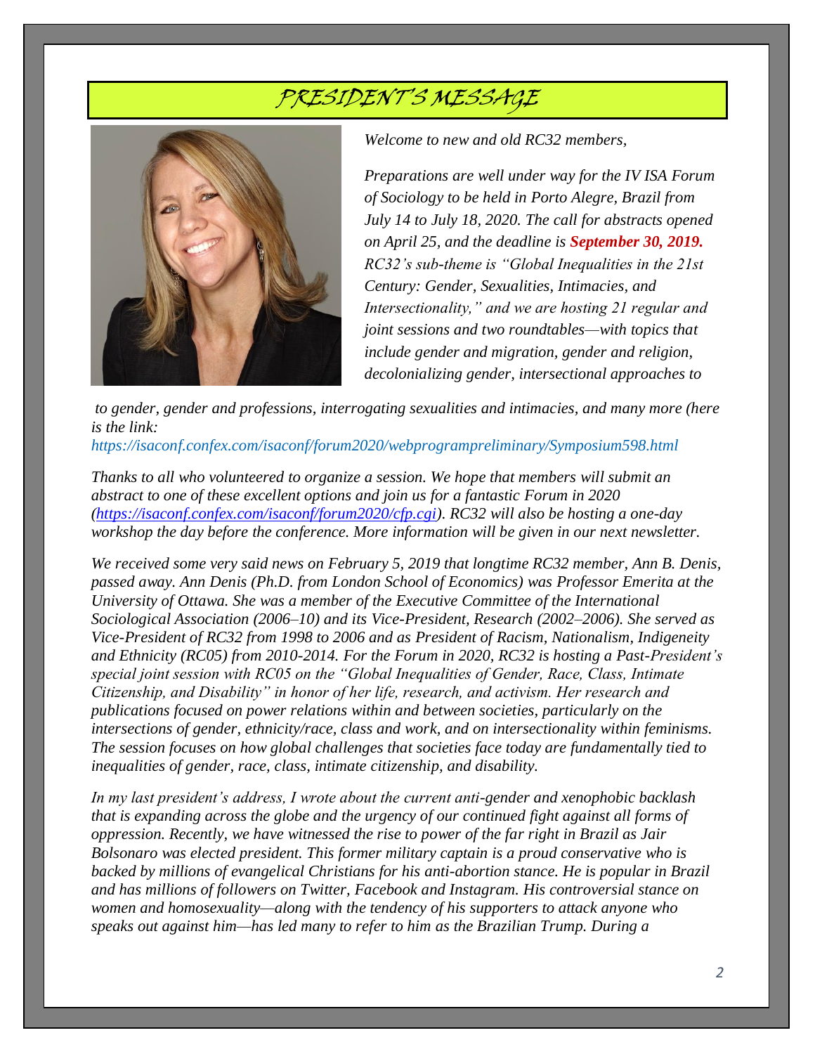# PRESIDENT'S MESSAGE

*Welcome to new and old RC32 members,*

*Preparations are well under way for the IV ISA Forum of Sociology to be held in Porto Alegre, Brazil from July 14 to July 18, 2020. The call for abstracts opened on April 25, and the deadline is* ***September 30, 2019.*** *RC32's sub-theme is "Global Inequalities in the 21st Century: Gender, Sexualities, Intimacies, and Intersectionality," and we are hosting 21 regular and joint sessions and two roundtables—with topics that include gender and migration, gender and religion, decolonializing gender, intersectional approaches to to gender, gender and professions, interrogating sexualities and intimacies, and many more (here is the link: https://isaconf.confex.com/isaconf/forum2020/webprogrampreliminary/Symposium598.html*

*Thanks to all who volunteered to organize a session. We hope that members will submit an abstract to one of these excellent options and join us for a fantastic Forum in 2020 (https://isaconf.confex.com/isaconf/forum2020/cfp.cgi). RC32 will also be hosting a one-day workshop the day before the conference. More information will be given in our next newsletter.*

*We received some very said news on February 5, 2019 that longtime RC32 member, Ann B. Denis, passed away. Ann Denis (Ph.D. from London School of Economics) was Professor Emerita at the University of Ottawa. She was a member of the Executive Committee of the International Sociological Association (2006–10) and its Vice-President, Research (2002–2006). She served as Vice-President of RC32 from 1998 to 2006 and as President of Racism, Nationalism, Indigeneity and Ethnicity (RC05) from 2010-2014. For the Forum in 2020, RC32 is hosting a Past-President's special joint session with RC05 on the "Global Inequalities of Gender, Race, Class, Intimate Citizenship, and Disability" in honor of her life, research, and activism. Her research and publications focused on power relations within and between societies, particularly on the intersections of gender, ethnicity/race, class and work, and on intersectionality within feminisms. The session focuses on how global challenges that societies face today are fundamentally tied to inequalities of gender, race, class, intimate citizenship, and disability.*

*In my last president's address, I wrote about the current anti-gender and xenophobic backlash that is expanding across the globe and the urgency of our continued fight against all forms of oppression. Recently, we have witnessed the rise to power of the far right in Brazil as Jair Bolsonaro was elected president. This former military captain is a proud conservative who is backed by millions of evangelical Christians for his anti-abortion stance. He is popular in Brazil and has millions of followers on Twitter, Facebook and Instagram. His controversial stance on women and homosexuality—along with the tendency of his supporters to attack anyone who speaks out against him—has led many to refer to him as the Brazilian Trump. During a*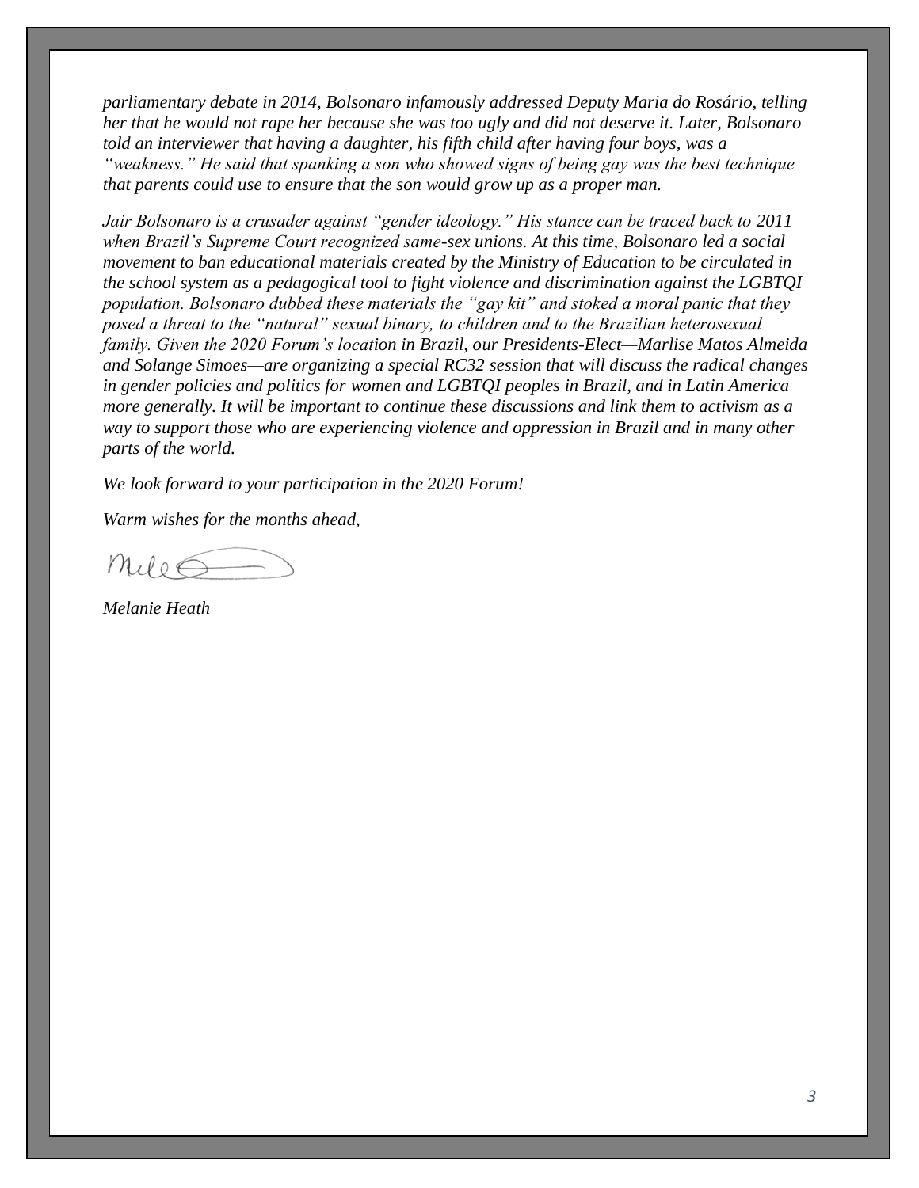*parliamentary debate in 2014, Bolsonaro infamously addressed Deputy Maria do Rosário, telling her that he would not rape her because she was too ugly and did not deserve it. Later, Bolsonaro told an interviewer that having a daughter, his fifth child after having four boys, was a "weakness." He said that spanking a son who showed signs of being gay was the best technique that parents could use to ensure that the son would grow up as a proper man.*

*Jair Bolsonaro is a crusader against "gender ideology." His stance can be traced back to 2011 when Brazil's Supreme Court recognized same-sex unions. At this time, Bolsonaro led a social movement to ban educational materials created by the Ministry of Education to be circulated in the school system as a pedagogical tool to fight violence and discrimination against the LGBTQI population. Bolsonaro dubbed these materials the "gay kit" and stoked a moral panic that they posed a threat to the "natural" sexual binary, to children and to the Brazilian heterosexual family. Given the 2020 Forum's location in Brazil, our Presidents-Elect—Marlise Matos Almeida and Solange Simoes—are organizing a special RC32 session that will discuss the radical changes in gender policies and politics for women and LGBTQI peoples in Brazil, and in Latin America more generally. It will be important to continue these discussions and link them to activism as a way to support those who are experiencing violence and oppression in Brazil and in many other parts of the world.*

*We look forward to your participation in the 2020 Forum!*

*Warm wishes for the months ahead,*

*Melanie Heath*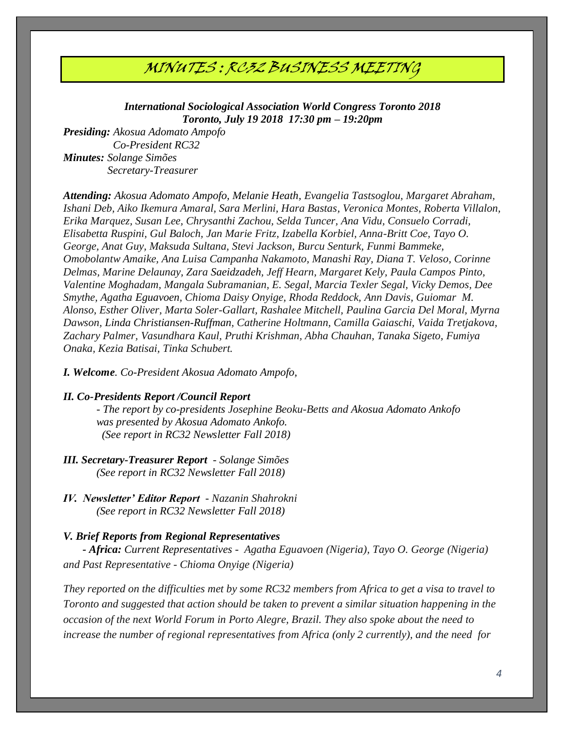# MINUTES : RC32 BUSINESS MEETING

***International Sociological Association World Congress Toronto 2018***
***Toronto, July 19 2018 17:30 pm – 19:20pm***

***Presiding:*** *Akosua Adomato Ampofo*
*Co-President RC32*
***Minutes:*** *Solange Simões*
*Secretary-Treasurer*

***Attending:*** *Akosua Adomato Ampofo, Melanie Heath, Evangelia Tastsoglou, Margaret Abraham, Ishani Deb, Aiko Ikemura Amaral, Sara Merlini, Hara Bastas, Veronica Montes, Roberta Villalon, Erika Marquez, Susan Lee, Chrysanthi Zachou, Selda Tuncer, Ana Vidu, Consuelo Corradi, Elisabetta Ruspini, Gul Baloch, Jan Marie Fritz, Izabella Korbiel, Anna-Britt Coe, Tayo O. George, Anat Guy, Maksuda Sultana, Stevi Jackson, Burcu Senturk, Funmi Bammeke, Omobolantw Amaike, Ana Luisa Campanha Nakamoto, Manashi Ray, Diana T. Veloso, Corinne Delmas, Marine Delaunay, Zara Saeidzadeh, Jeff Hearn, Margaret Kely, Paula Campos Pinto, Valentine Moghadam, Mangala Subramanian, E. Segal, Marcia Texler Segal, Vicky Demos, Dee Smythe, Agatha Eguavoen, Chioma Daisy Onyige, Rhoda Reddock, Ann Davis, Guiomar M. Alonso, Esther Oliver, Marta Soler-Gallart, Rashalee Mitchell, Paulina Garcia Del Moral, Myrna Dawson, Linda Christiansen-Ruffman, Catherine Holtmann, Camilla Gaiaschi, Vaida Tretjakova, Zachary Palmer, Vasundhara Kaul, Pruthi Krishman, Abha Chauhan, Tanaka Sigeto, Fumiya Onaka, Kezia Batisai, Tinka Schubert.*

***I. Welcome****. Co-President Akosua Adomato Ampofo,*

***II. Co-Presidents Report /Council Report***

*- The report by co-presidents Josephine Beoku-Betts and Akosua Adomato Ankofo was presented by Akosua Adomato Ankofo.*
*(See report in RC32 Newsletter Fall 2018)*

***III. Secretary-Treasurer Report*** *- Solange Simões*
*(See report in RC32 Newsletter Fall 2018)*

***IV. Newsletter' Editor Report*** *- Nazanin Shahrokni*
*(See report in RC32 Newsletter Fall 2018)*

***V. Brief Reports from Regional Representatives***

***- Africa:*** *Current Representatives - Agatha Eguavoen (Nigeria), Tayo O. George (Nigeria) and Past Representative - Chioma Onyige (Nigeria)*

*They reported on the difficulties met by some RC32 members from Africa to get a visa to travel to Toronto and suggested that action should be taken to prevent a similar situation happening in the occasion of the next World Forum in Porto Alegre, Brazil. They also spoke about the need to increase the number of regional representatives from Africa (only 2 currently), and the need for*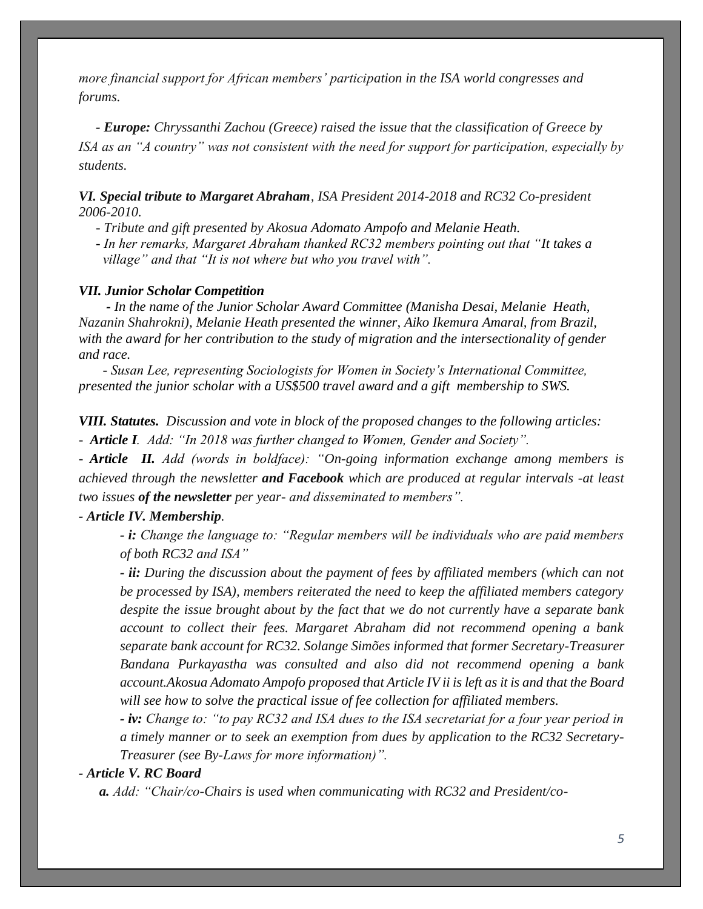*more financial support for African members' participation in the ISA world congresses and forums.*

*- **Europe:** Chryssanthi Zachou (Greece) raised the issue that the classification of Greece by ISA as an "A country" was not consistent with the need for support for participation, especially by students.*

***VI. Special tribute to Margaret Abraham**, ISA President 2014-2018 and RC32 Co-president 2006-2010.*

*- Tribute and gift presented by Akosua Adomato Ampofo and Melanie Heath.*
*- In her remarks, Margaret Abraham thanked RC32 members pointing out that "It takes a village" and that "It is not where but who you travel with".*

***VII. Junior Scholar Competition***

*- In the name of the Junior Scholar Award Committee (Manisha Desai, Melanie Heath, Nazanin Shahrokni), Melanie Heath presented the winner, Aiko Ikemura Amaral, from Brazil, with the award for her contribution to the study of migration and the intersectionality of gender and race.*

*- Susan Lee, representing Sociologists for Women in Society's International Committee, presented the junior scholar with a US$500 travel award and a gift membership to SWS.*

***VIII. Statutes.** Discussion and vote in block of the proposed changes to the following articles:*

*- **Article I**. Add: "In 2018 was further changed to Women, Gender and Society".*

*- **Article II.** Add (words in boldface): "On-going information exchange among members is achieved through the newsletter **and Facebook** which are produced at regular intervals -at least two issues **of the newsletter** per year- and disseminated to members".*

***- Article IV. Membership**.*

*- **i:** Change the language to: "Regular members will be individuals who are paid members of both RC32 and ISA"*

*- **ii:** During the discussion about the payment of fees by affiliated members (which can not be processed by ISA), members reiterated the need to keep the affiliated members category despite the issue brought about by the fact that we do not currently have a separate bank account to collect their fees. Margaret Abraham did not recommend opening a bank separate bank account for RC32. Solange Simões informed that former Secretary-Treasurer Bandana Purkayastha was consulted and also did not recommend opening a bank account.Akosua Adomato Ampofo proposed that Article IV ii is left as it is and that the Board will see how to solve the practical issue of fee collection for affiliated members.*

*- **iv:** Change to: "to pay RC32 and ISA dues to the ISA secretariat for a four year period in a timely manner or to seek an exemption from dues by application to the RC32 Secretary-Treasurer (see By-Laws for more information)".*

***- Article V. RC Board***

*__a.__ Add: "Chair/co-Chairs is used when communicating with RC32 and President/co-*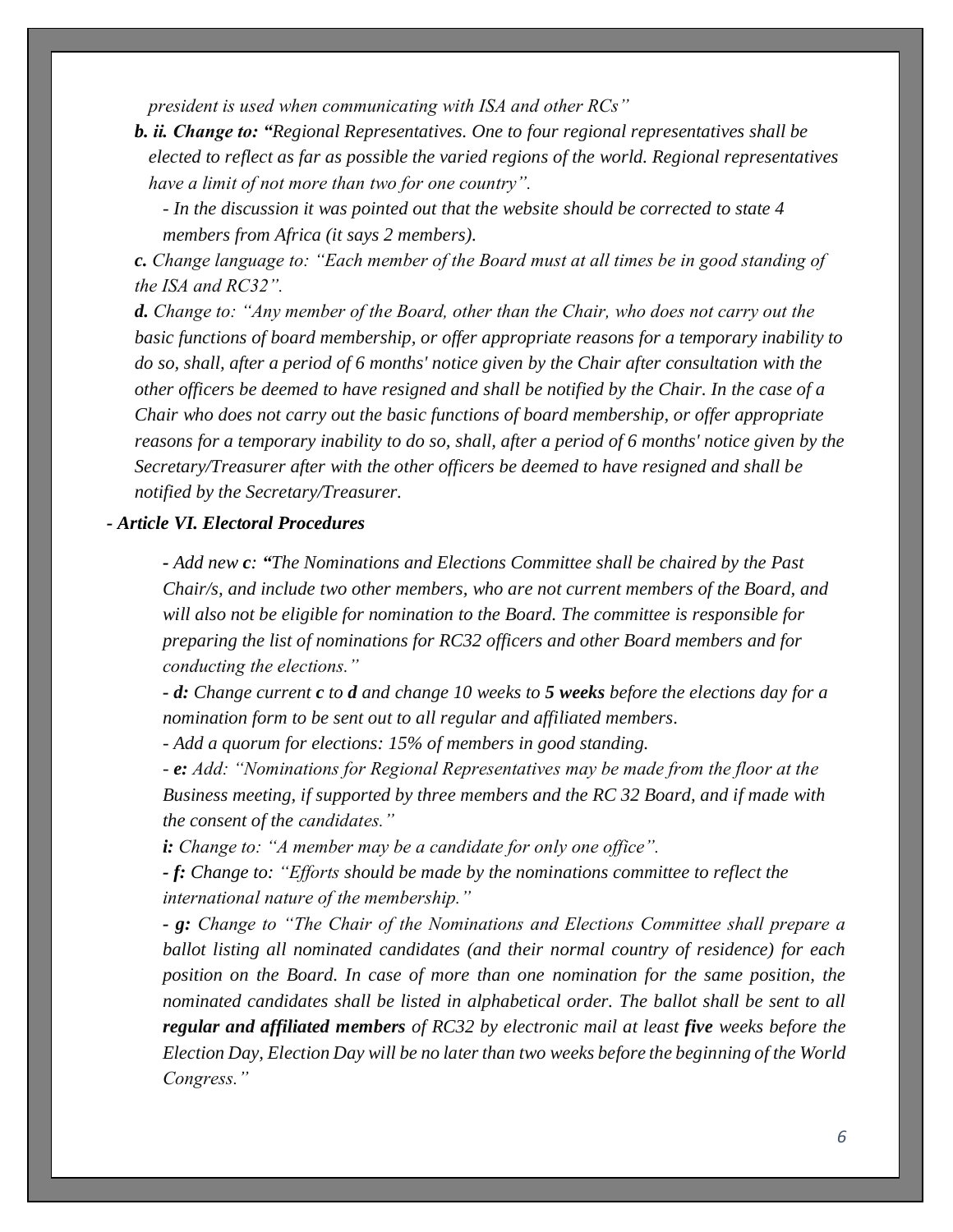*president is used when communicating with ISA and other RCs"*

***b. ii. Change to: "****Regional Representatives. One to four regional representatives shall be elected to reflect as far as possible the varied regions of the world. Regional representatives have a limit of not more than two for one country".*

*- In the discussion it was pointed out that the website should be corrected to state 4 members from Africa (it says 2 members).*

***c.** Change language to: "Each member of the Board must at all times be in good standing of the ISA and RC32".*

***d.** Change to: "Any member of the Board, other than the Chair, who does not carry out the basic functions of board membership, or offer appropriate reasons for a temporary inability to do so, shall, after a period of 6 months' notice given by the Chair after consultation with the other officers be deemed to have resigned and shall be notified by the Chair. In the case of a Chair who does not carry out the basic functions of board membership, or offer appropriate reasons for a temporary inability to do so, shall, after a period of 6 months' notice given by the Secretary/Treasurer after with the other officers be deemed to have resigned and shall be notified by the Secretary/Treasurer.*

***- Article VI. Electoral Procedures***

***- Add new c: "****The Nominations and Elections Committee shall be chaired by the Past Chair/s, and include two other members, who are not current members of the Board, and will also not be eligible for nomination to the Board. The committee is responsible for preparing the list of nominations for RC32 officers and other Board members and for conducting the elections."*

***- d:** Change current **c** to **d** and change 10 weeks to **5 weeks** before the elections day for a nomination form to be sent out to all regular and affiliated members.*

*- Add a quorum for elections: 15% of members in good standing.*

*- **e:** Add: "Nominations for Regional Representatives may be made from the floor at the Business meeting, if supported by three members and the RC 32 Board, and if made with the consent of the candidates."*

***i:** Change to: "A member may be a candidate for only one office".*

***- f:** Change to: "Efforts should be made by the nominations committee to reflect the international nature of the membership."*

***- g:** Change to "The Chair of the Nominations and Elections Committee shall prepare a ballot listing all nominated candidates (and their normal country of residence) for each position on the Board. In case of more than one nomination for the same position, the nominated candidates shall be listed in alphabetical order. The ballot shall be sent to all **regular and affiliated members** of RC32 by electronic mail at least **five** weeks before the Election Day, Election Day will be no later than two weeks before the beginning of the World Congress."*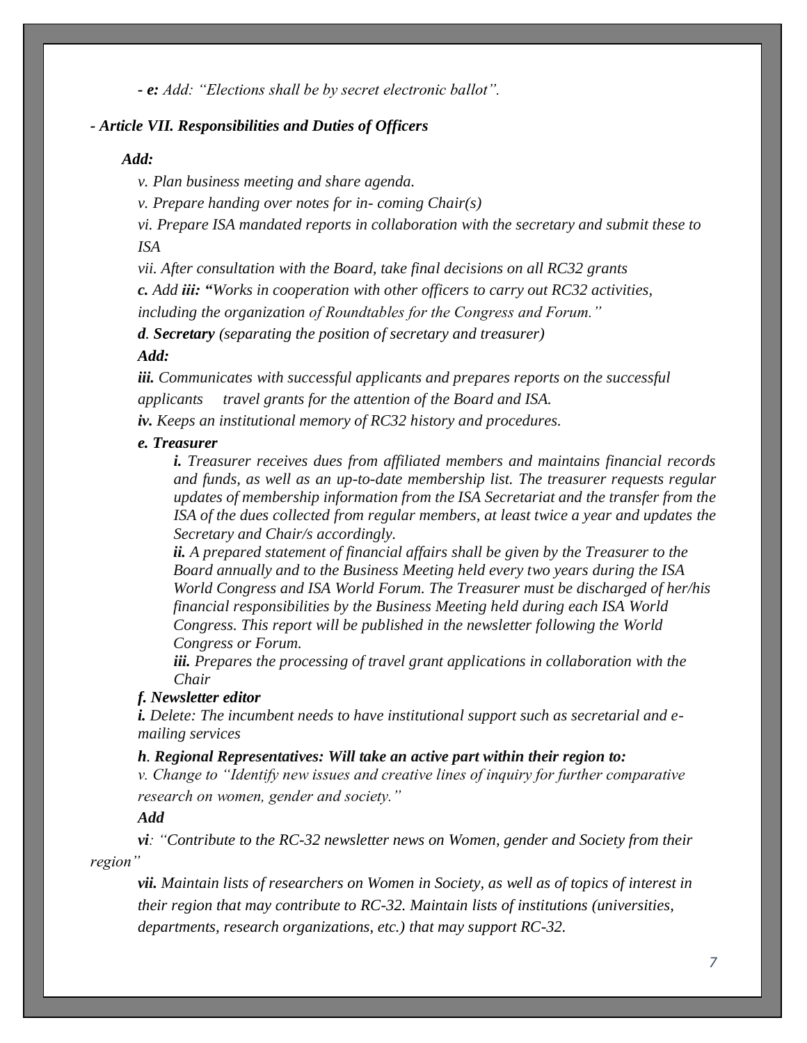*- **e:** Add: "Elections shall be by secret electronic ballot".*

***- Article VII. Responsibilities and Duties of Officers***

***Add:***

*v. Plan business meeting and share agenda.*

*v. Prepare handing over notes for in- coming Chair(s)*

*vi. Prepare ISA mandated reports in collaboration with the secretary and submit these to ISA*

*vii. After consultation with the Board, take final decisions on all RC32 grants*

***c.** Add **iii: "**Works in cooperation with other officers to carry out RC32 activities, including the organization of Roundtables for the Congress and Forum."*

***d. Secretary** (separating the position of secretary and treasurer)*

***Add:***

***iii.** Communicates with successful applicants and prepares reports on the successful applicants travel grants for the attention of the Board and ISA.*

***iv.** Keeps an institutional memory of RC32 history and procedures.*

***e. Treasurer***

***i.** Treasurer receives dues from affiliated members and maintains financial records and funds, as well as an up-to-date membership list. The treasurer requests regular updates of membership information from the ISA Secretariat and the transfer from the ISA of the dues collected from regular members, at least twice a year and updates the Secretary and Chair/s accordingly.*

***ii.** A prepared statement of financial affairs shall be given by the Treasurer to the Board annually and to the Business Meeting held every two years during the ISA World Congress and ISA World Forum. The Treasurer must be discharged of her/his financial responsibilities by the Business Meeting held during each ISA World Congress. This report will be published in the newsletter following the World Congress or Forum.*

***iii.** Prepares the processing of travel grant applications in collaboration with the Chair*

***f. Newsletter editor***

***i.** Delete: The incumbent needs to have institutional support such as secretarial and e-mailing services*

***h. Regional Representatives: Will take an active part within their region to:***

*v. Change to "Identify new issues and creative lines of inquiry for further comparative research on women, gender and society."*

***Add***

***vi**: "Contribute to the RC-32 newsletter news on Women, gender and Society from their region"*

***vii.** Maintain lists of researchers on Women in Society, as well as of topics of interest in their region that may contribute to RC-32. Maintain lists of institutions (universities, departments, research organizations, etc.) that may support RC-32.*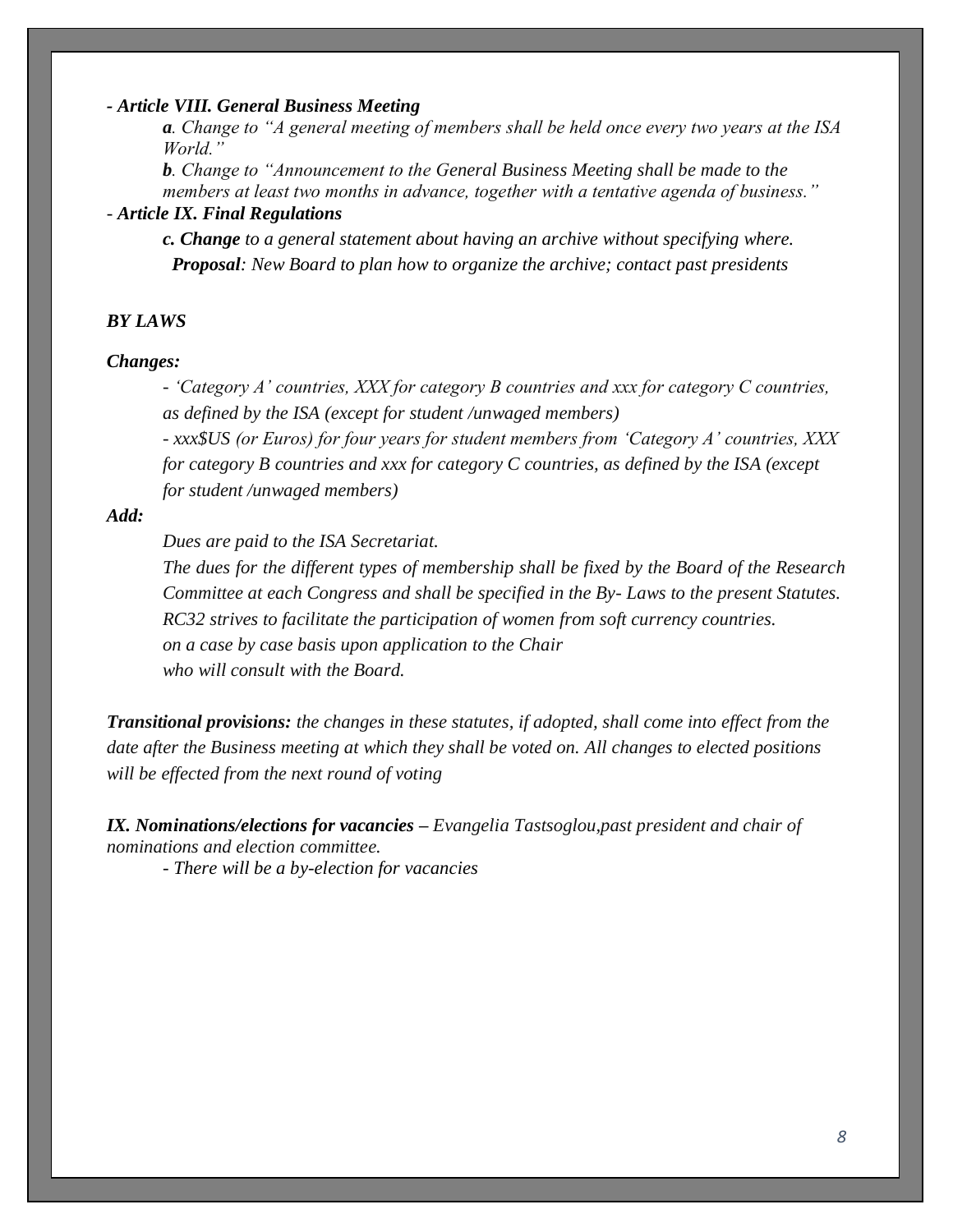***- Article VIII. General Business Meeting***

> ***a**. Change to "A general meeting of members shall be held once every two years at the ISA World."*
>
> ***b**. Change to "Announcement to the General Business Meeting shall be made to the members at least two months in advance, together with a tentative agenda of business."*

*- **Article IX. Final Regulations***

> ***c. Change** to a general statement about having an archive without specifying where.*
>
> ***Proposal**: New Board to plan how to organize the archive; contact past presidents*

***BY LAWS***

***Changes:***

> *- 'Category A' countries, XXX for category B countries and xxx for category C countries, as defined by the ISA (except for student /unwaged members)*
>
> *- xxx$US (or Euros) for four years for student members from 'Category A' countries, XXX for category B countries and xxx for category C countries, as defined by the ISA (except for student /unwaged members)*

***Add:***

> *Dues are paid to the ISA Secretariat.*
>
> *The dues for the different types of membership shall be fixed by the Board of the Research Committee at each Congress and shall be specified in the By- Laws to the present Statutes.*
>
> *RC32 strives to facilitate the participation of women from soft currency countries.*
>
> *on a case by case basis upon application to the Chair*
>
> *who will consult with the Board.*

***Transitional provisions:** the changes in these statutes, if adopted, shall come into effect from the date after the Business meeting at which they shall be voted on. All changes to elected positions will be effected from the next round of voting*

***IX. Nominations/elections for vacancies** – Evangelia Tastsoglou,past president and chair of nominations and election committee.*

> *- There will be a by-election for vacancies*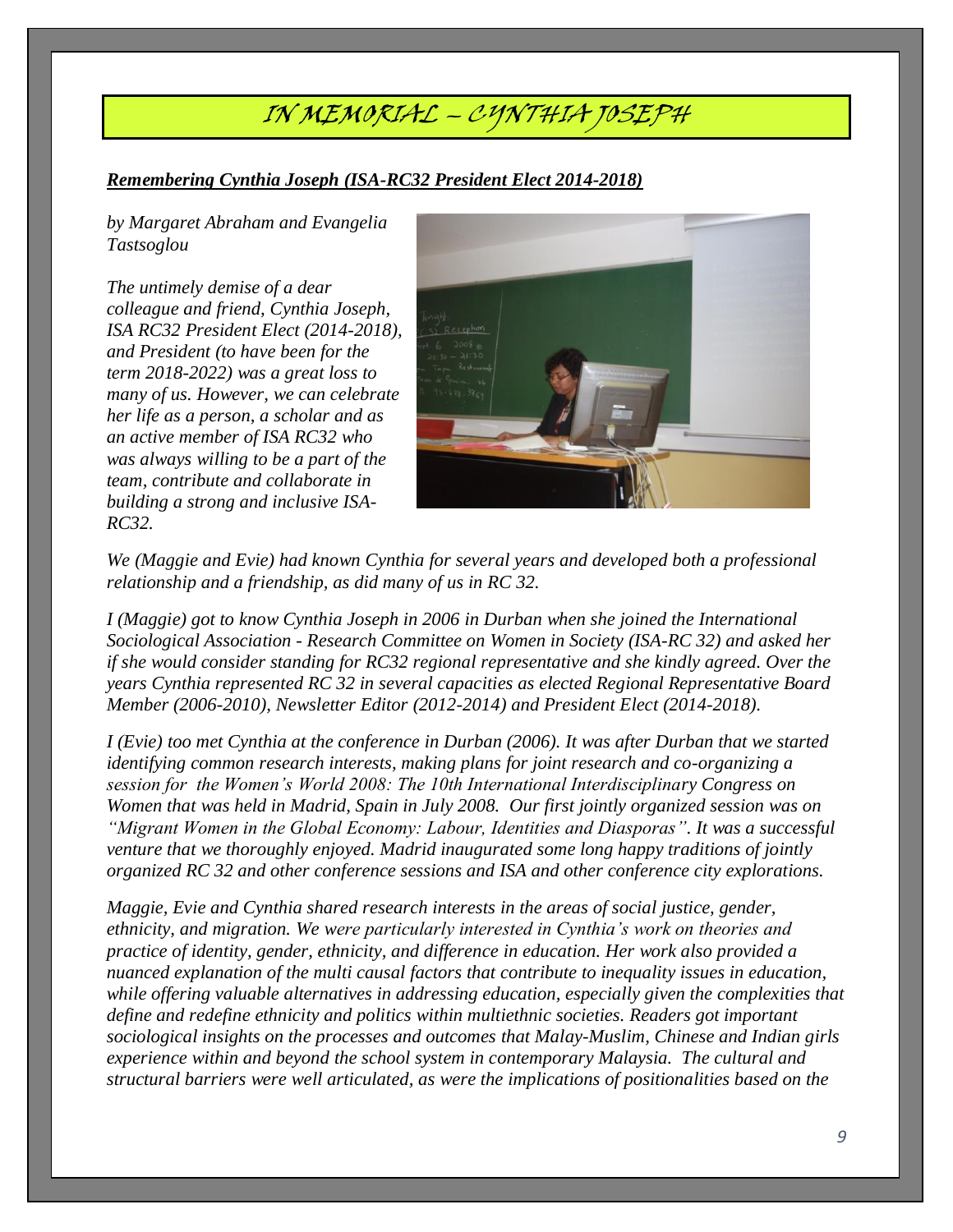# IN MEMORIAL – CYNTHIA JOSEPH

***Remembering Cynthia Joseph (ISA-RC32 President Elect 2014-2018)***

*by Margaret Abraham and Evangelia Tastsoglou*

*The untimely demise of a dear colleague and friend, Cynthia Joseph, ISA RC32 President Elect (2014-2018), and President (to have been for the term 2018-2022) was a great loss to many of us. However, we can celebrate her life as a person, a scholar and as an active member of ISA RC32 who was always willing to be a part of the team, contribute and collaborate in building a strong and inclusive ISA-RC32.*

*We (Maggie and Evie) had known Cynthia for several years and developed both a professional relationship and a friendship, as did many of us in RC 32.*

*I (Maggie) got to know Cynthia Joseph in 2006 in Durban when she joined the International Sociological Association - Research Committee on Women in Society (ISA-RC 32) and asked her if she would consider standing for RC32 regional representative and she kindly agreed. Over the years Cynthia represented RC 32 in several capacities as elected Regional Representative Board Member (2006-2010), Newsletter Editor (2012-2014) and President Elect (2014-2018).*

*I (Evie) too met Cynthia at the conference in Durban (2006). It was after Durban that we started identifying common research interests, making plans for joint research and co-organizing a session for the Women's World 2008: The 10th International Interdisciplinary Congress on Women that was held in Madrid, Spain in July 2008. Our first jointly organized session was on "Migrant Women in the Global Economy: Labour, Identities and Diasporas". It was a successful venture that we thoroughly enjoyed. Madrid inaugurated some long happy traditions of jointly organized RC 32 and other conference sessions and ISA and other conference city explorations.*

*Maggie, Evie and Cynthia shared research interests in the areas of social justice, gender, ethnicity, and migration. We were particularly interested in Cynthia's work on theories and practice of identity, gender, ethnicity, and difference in education. Her work also provided a nuanced explanation of the multi causal factors that contribute to inequality issues in education, while offering valuable alternatives in addressing education, especially given the complexities that define and redefine ethnicity and politics within multiethnic societies. Readers got important sociological insights on the processes and outcomes that Malay-Muslim, Chinese and Indian girls experience within and beyond the school system in contemporary Malaysia. The cultural and structural barriers were well articulated, as were the implications of positionalities based on the*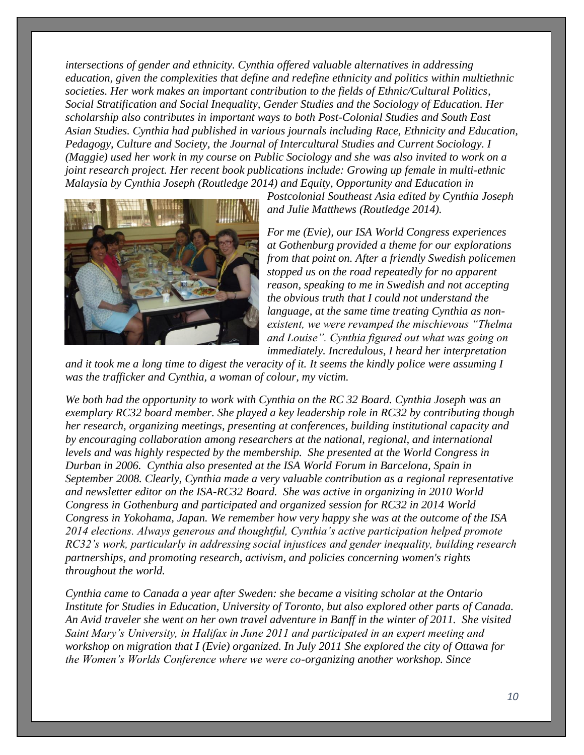*intersections of gender and ethnicity. Cynthia offered valuable alternatives in addressing education, given the complexities that define and redefine ethnicity and politics within multiethnic societies. Her work makes an important contribution to the fields of Ethnic/Cultural Politics, Social Stratification and Social Inequality, Gender Studies and the Sociology of Education. Her scholarship also contributes in important ways to both Post-Colonial Studies and South East Asian Studies. Cynthia had published in various journals including Race, Ethnicity and Education, Pedagogy, Culture and Society, the Journal of Intercultural Studies and Current Sociology. I (Maggie) used her work in my course on Public Sociology and she was also invited to work on a joint research project. Her recent book publications include: Growing up female in multi-ethnic Malaysia by Cynthia Joseph (Routledge 2014) and Equity, Opportunity and Education in Postcolonial Southeast Asia edited by Cynthia Joseph and Julie Matthews (Routledge 2014).*

*For me (Evie), our ISA World Congress experiences at Gothenburg provided a theme for our explorations from that point on. After a friendly Swedish policemen stopped us on the road repeatedly for no apparent reason, speaking to me in Swedish and not accepting the obvious truth that I could not understand the language, at the same time treating Cynthia as non-existent, we were revamped the mischievous "Thelma and Louise". Cynthia figured out what was going on immediately. Incredulous, I heard her interpretation and it took me a long time to digest the veracity of it. It seems the kindly police were assuming I was the trafficker and Cynthia, a woman of colour, my victim.*

*We both had the opportunity to work with Cynthia on the RC 32 Board. Cynthia Joseph was an exemplary RC32 board member. She played a key leadership role in RC32 by contributing though her research, organizing meetings, presenting at conferences, building institutional capacity and by encouraging collaboration among researchers at the national, regional, and international levels and was highly respected by the membership. She presented at the World Congress in Durban in 2006. Cynthia also presented at the ISA World Forum in Barcelona, Spain in September 2008. Clearly, Cynthia made a very valuable contribution as a regional representative and newsletter editor on the ISA-RC32 Board. She was active in organizing in 2010 World Congress in Gothenburg and participated and organized session for RC32 in 2014 World Congress in Yokohama, Japan. We remember how very happy she was at the outcome of the ISA 2014 elections. Always generous and thoughtful, Cynthia's active participation helped promote RC32's work, particularly in addressing social injustices and gender inequality, building research partnerships, and promoting research, activism, and policies concerning women's rights throughout the world.*

*Cynthia came to Canada a year after Sweden: she became a visiting scholar at the Ontario Institute for Studies in Education, University of Toronto, but also explored other parts of Canada. An Avid traveler she went on her own travel adventure in Banff in the winter of 2011. She visited Saint Mary's University, in Halifax in June 2011 and participated in an expert meeting and workshop on migration that I (Evie) organized. In July 2011 She explored the city of Ottawa for the Women's Worlds Conference where we were co-organizing another workshop. Since*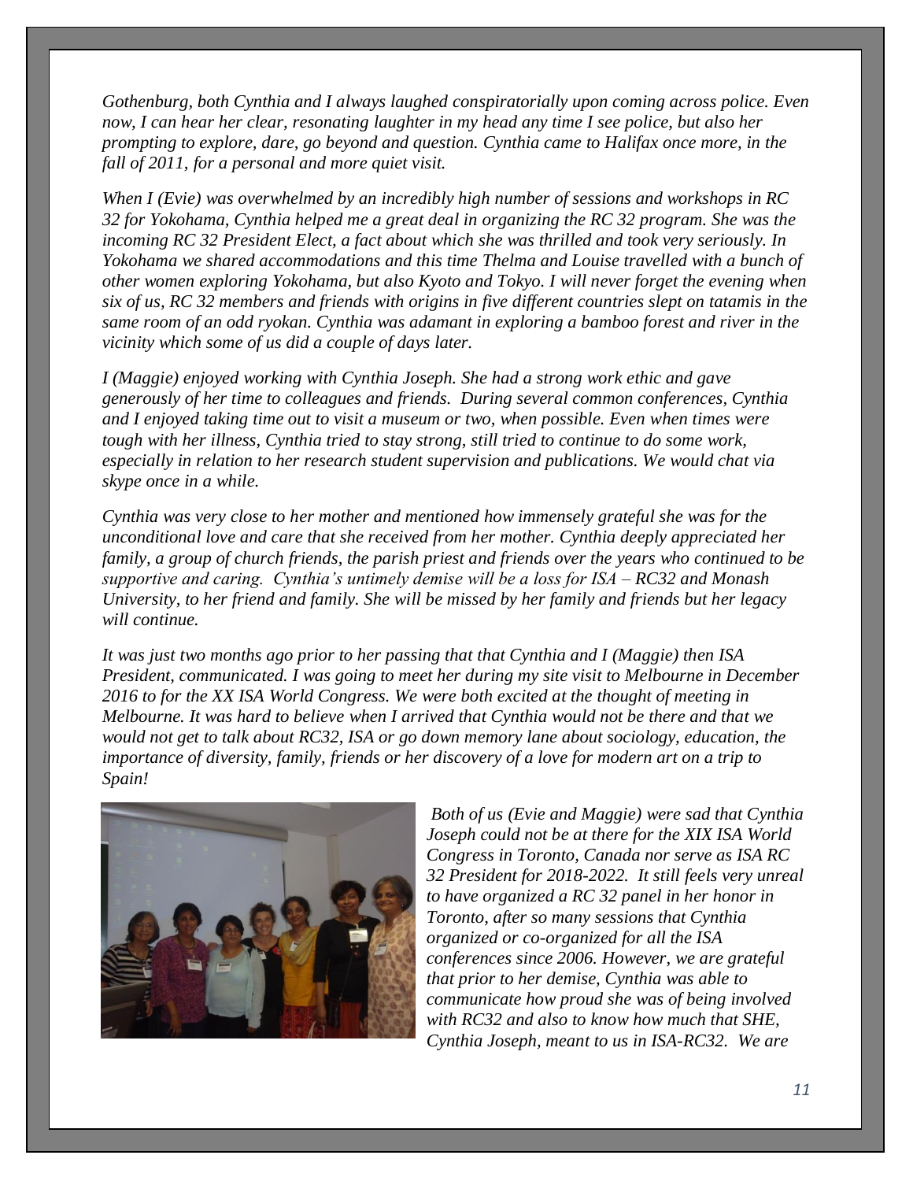*Gothenburg, both Cynthia and I always laughed conspiratorially upon coming across police. Even now, I can hear her clear, resonating laughter in my head any time I see police, but also her prompting to explore, dare, go beyond and question. Cynthia came to Halifax once more, in the fall of 2011, for a personal and more quiet visit.*

*When I (Evie) was overwhelmed by an incredibly high number of sessions and workshops in RC 32 for Yokohama, Cynthia helped me a great deal in organizing the RC 32 program. She was the incoming RC 32 President Elect, a fact about which she was thrilled and took very seriously. In Yokohama we shared accommodations and this time Thelma and Louise travelled with a bunch of other women exploring Yokohama, but also Kyoto and Tokyo. I will never forget the evening when six of us, RC 32 members and friends with origins in five different countries slept on tatamis in the same room of an odd ryokan. Cynthia was adamant in exploring a bamboo forest and river in the vicinity which some of us did a couple of days later.*

*I (Maggie) enjoyed working with Cynthia Joseph. She had a strong work ethic and gave generously of her time to colleagues and friends. During several common conferences, Cynthia and I enjoyed taking time out to visit a museum or two, when possible. Even when times were tough with her illness, Cynthia tried to stay strong, still tried to continue to do some work, especially in relation to her research student supervision and publications. We would chat via skype once in a while.*

*Cynthia was very close to her mother and mentioned how immensely grateful she was for the unconditional love and care that she received from her mother. Cynthia deeply appreciated her family, a group of church friends, the parish priest and friends over the years who continued to be supportive and caring. Cynthia's untimely demise will be a loss for ISA – RC32 and Monash University, to her friend and family. She will be missed by her family and friends but her legacy will continue.*

*It was just two months ago prior to her passing that that Cynthia and I (Maggie) then ISA President, communicated. I was going to meet her during my site visit to Melbourne in December 2016 to for the XX ISA World Congress. We were both excited at the thought of meeting in Melbourne. It was hard to believe when I arrived that Cynthia would not be there and that we would not get to talk about RC32, ISA or go down memory lane about sociology, education, the importance of diversity, family, friends or her discovery of a love for modern art on a trip to Spain!*

*Both of us (Evie and Maggie) were sad that Cynthia Joseph could not be at there for the XIX ISA World Congress in Toronto, Canada nor serve as ISA RC 32 President for 2018-2022. It still feels very unreal to have organized a RC 32 panel in her honor in Toronto, after so many sessions that Cynthia organized or co-organized for all the ISA conferences since 2006. However, we are grateful that prior to her demise, Cynthia was able to communicate how proud she was of being involved with RC32 and also to know how much that SHE, Cynthia Joseph, meant to us in ISA-RC32. We are*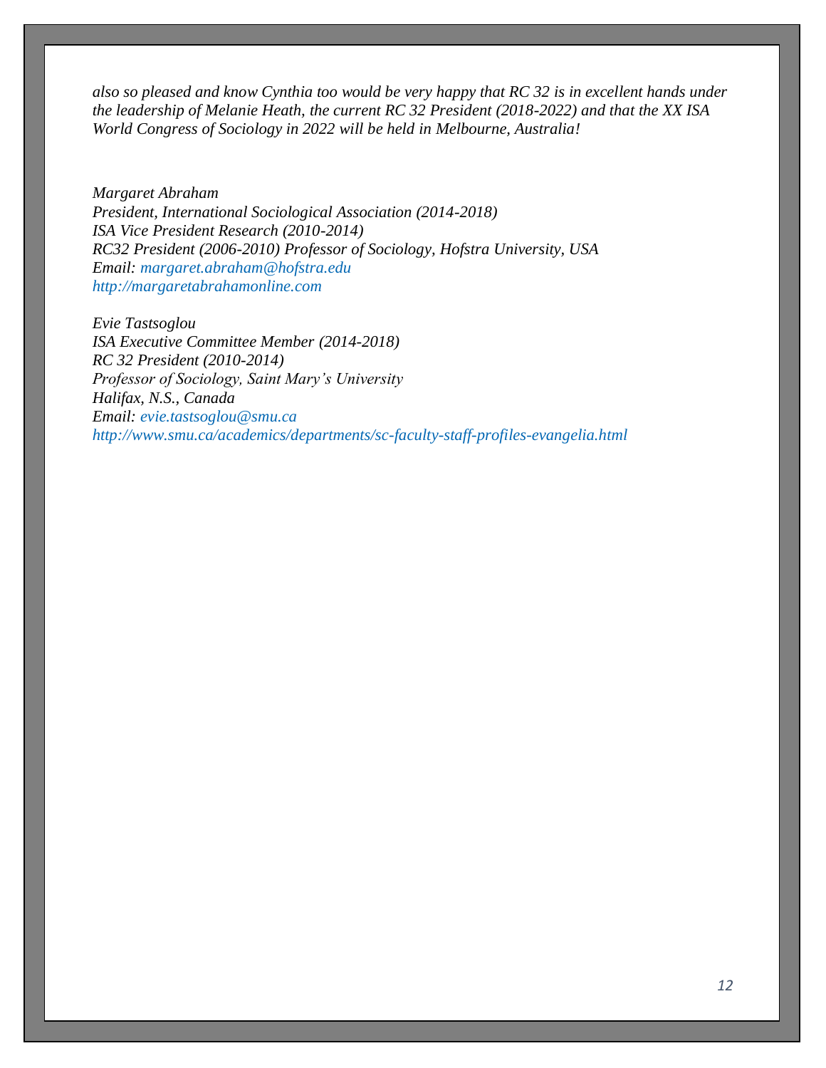*also so pleased and know Cynthia too would be very happy that RC 32 is in excellent hands under the leadership of Melanie Heath, the current RC 32 President (2018-2022) and that the XX ISA World Congress of Sociology in 2022 will be held in Melbourne, Australia!*

*Margaret Abraham*
*President, International Sociological Association (2014-2018)*
*ISA Vice President Research (2010-2014)*
*RC32 President (2006-2010) Professor of Sociology, Hofstra University, USA*
*Email: margaret.abraham@hofstra.edu*
*http://margaretabrahamonline.com*

*Evie Tastsoglou*
*ISA Executive Committee Member (2014-2018)*
*RC 32 President (2010-2014)*
*Professor of Sociology, Saint Mary's University*
*Halifax, N.S., Canada*
*Email: evie.tastsoglou@smu.ca*
*http://www.smu.ca/academics/departments/sc-faculty-staff-profiles-evangelia.html*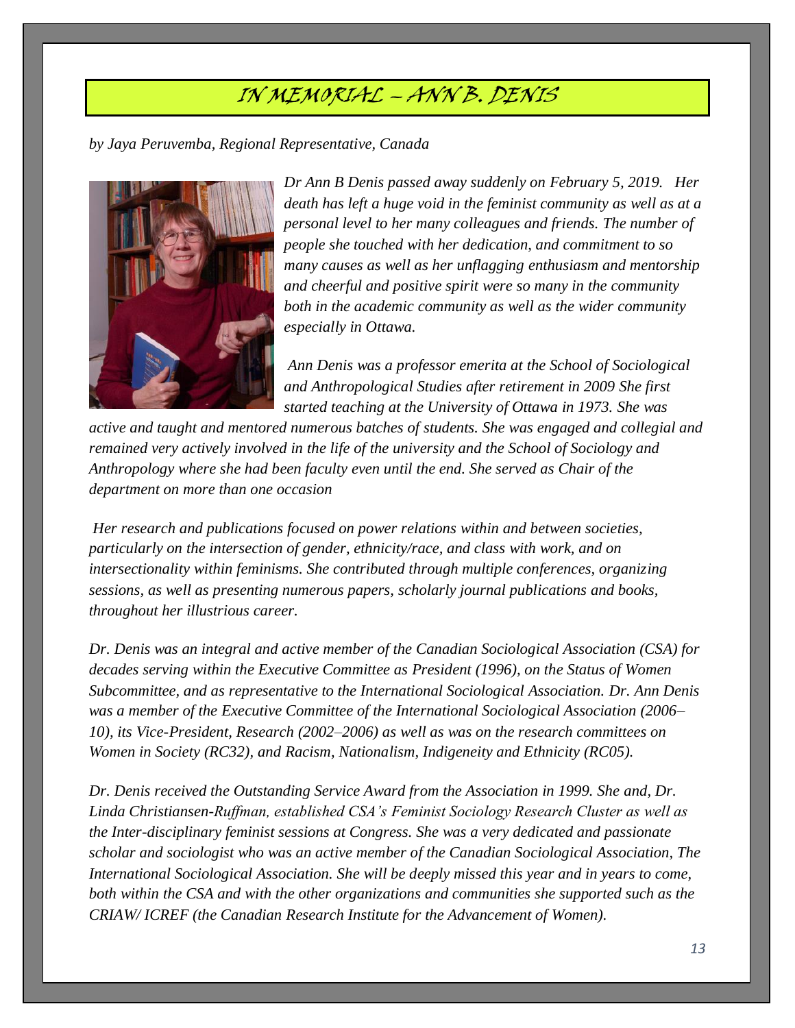# IN MEMORIAL – ANN B. DENIS

*by Jaya Peruvemba, Regional Representative, Canada*

*Dr Ann B Denis passed away suddenly on February 5, 2019. Her death has left a huge void in the feminist community as well as at a personal level to her many colleagues and friends. The number of people she touched with her dedication, and commitment to so many causes as well as her unflagging enthusiasm and mentorship and cheerful and positive spirit were so many in the community both in the academic community as well as the wider community especially in Ottawa.*

*Ann Denis was a professor emerita at the School of Sociological and Anthropological Studies after retirement in 2009 She first started teaching at the University of Ottawa in 1973. She was active and taught and mentored numerous batches of students. She was engaged and collegial and remained very actively involved in the life of the university and the School of Sociology and Anthropology where she had been faculty even until the end. She served as Chair of the department on more than one occasion*

*Her research and publications focused on power relations within and between societies, particularly on the intersection of gender, ethnicity/race, and class with work, and on intersectionality within feminisms. She contributed through multiple conferences, organizing sessions, as well as presenting numerous papers, scholarly journal publications and books, throughout her illustrious career.*

*Dr. Denis was an integral and active member of the Canadian Sociological Association (CSA) for decades serving within the Executive Committee as President (1996), on the Status of Women Subcommittee, and as representative to the International Sociological Association. Dr. Ann Denis was a member of the Executive Committee of the International Sociological Association (2006–10), its Vice-President, Research (2002–2006) as well as was on the research committees on Women in Society (RC32), and Racism, Nationalism, Indigeneity and Ethnicity (RC05).*

*Dr. Denis received the Outstanding Service Award from the Association in 1999. She and, Dr. Linda Christiansen-Ruffman, established CSA's Feminist Sociology Research Cluster as well as the Inter-disciplinary feminist sessions at Congress. She was a very dedicated and passionate scholar and sociologist who was an active member of the Canadian Sociological Association, The International Sociological Association. She will be deeply missed this year and in years to come, both within the CSA and with the other organizations and communities she supported such as the CRIAW/ ICREF (the Canadian Research Institute for the Advancement of Women).*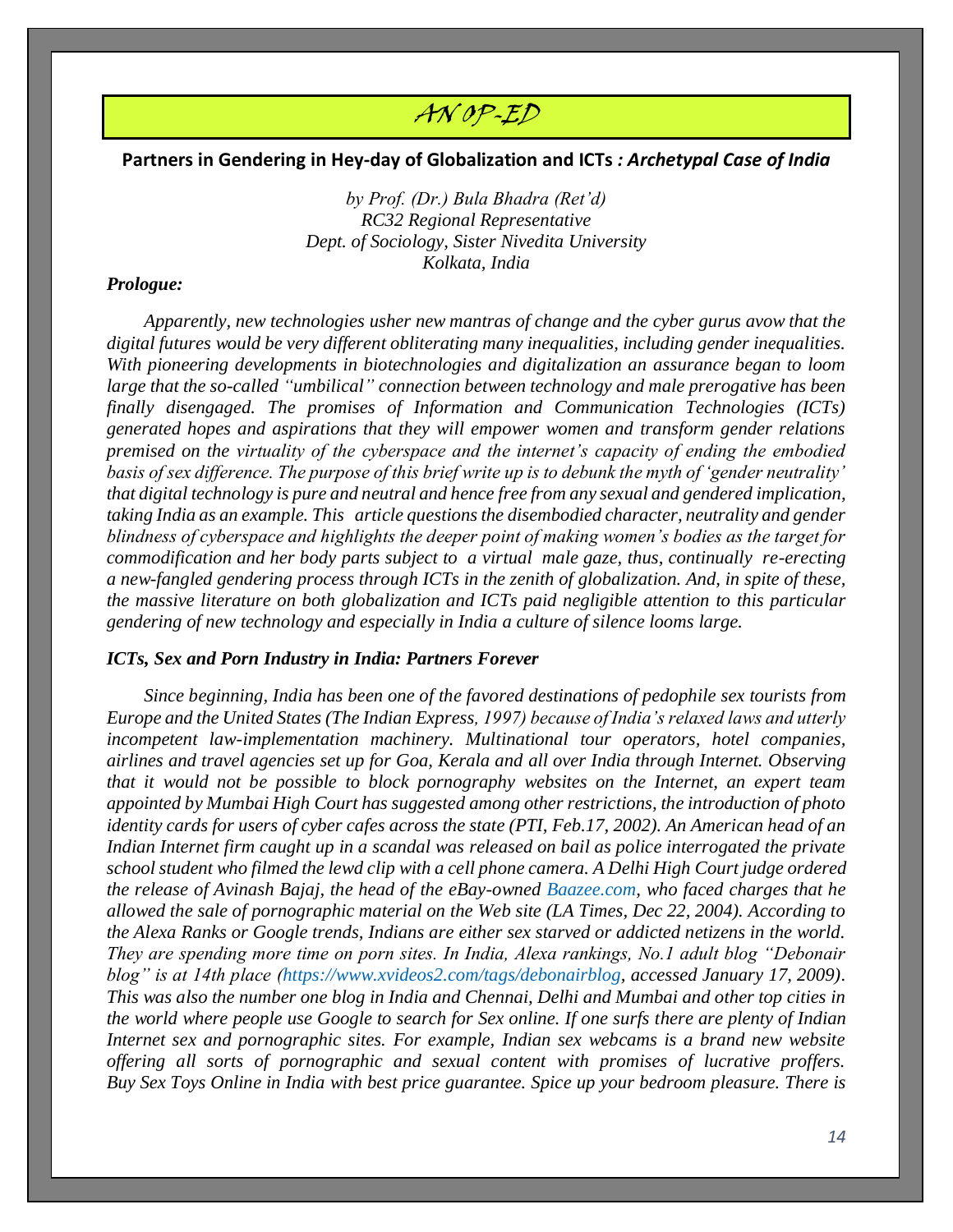# AN OP-ED

## Partners in Gendering in Hey-day of Globalization and ICTs *: Archetypal Case of India*

*by Prof. (Dr.) Bula Bhadra (Ret'd)*
*RC32 Regional Representative*
*Dept. of Sociology, Sister Nivedita University*
*Kolkata, India*

***Prologue:***

*Apparently, new technologies usher new mantras of change and the cyber gurus avow that the digital futures would be very different obliterating many inequalities, including gender inequalities. With pioneering developments in biotechnologies and digitalization an assurance began to loom large that the so-called "umbilical" connection between technology and male prerogative has been finally disengaged. The promises of Information and Communication Technologies (ICTs) generated hopes and aspirations that they will empower women and transform gender relations premised on the virtuality of the cyberspace and the internet's capacity of ending the embodied basis of sex difference. The purpose of this brief write up is to debunk the myth of 'gender neutrality' that digital technology is pure and neutral and hence free from any sexual and gendered implication, taking India as an example. This article questions the disembodied character, neutrality and gender blindness of cyberspace and highlights the deeper point of making women's bodies as the target for commodification and her body parts subject to a virtual male gaze, thus, continually re-erecting a new-fangled gendering process through ICTs in the zenith of globalization. And, in spite of these, the massive literature on both globalization and ICTs paid negligible attention to this particular gendering of new technology and especially in India a culture of silence looms large.*

***ICTs, Sex and Porn Industry in India: Partners Forever***

*Since beginning, India has been one of the favored destinations of pedophile sex tourists from Europe and the United States (The Indian Express, 1997) because of India's relaxed laws and utterly incompetent law-implementation machinery. Multinational tour operators, hotel companies, airlines and travel agencies set up for Goa, Kerala and all over India through Internet. Observing that it would not be possible to block pornography websites on the Internet, an expert team appointed by Mumbai High Court has suggested among other restrictions, the introduction of photo identity cards for users of cyber cafes across the state (PTI, Feb.17, 2002). An American head of an Indian Internet firm caught up in a scandal was released on bail as police interrogated the private school student who filmed the lewd clip with a cell phone camera. A Delhi High Court judge ordered the release of Avinash Bajaj, the head of the eBay-owned Baazee.com, who faced charges that he allowed the sale of pornographic material on the Web site (LA Times, Dec 22, 2004). According to the Alexa Ranks or Google trends, Indians are either sex starved or addicted netizens in the world. They are spending more time on porn sites. In India, Alexa rankings, No.1 adult blog "Debonair blog" is at 14th place (https://www.xvideos2.com/tags/debonairblog, accessed January 17, 2009). This was also the number one blog in India and Chennai, Delhi and Mumbai and other top cities in the world where people use Google to search for Sex online. If one surfs there are plenty of Indian Internet sex and pornographic sites. For example, Indian sex webcams is a brand new website offering all sorts of pornographic and sexual content with promises of lucrative proffers. Buy Sex Toys Online in India with best price guarantee. Spice up your bedroom pleasure. There is*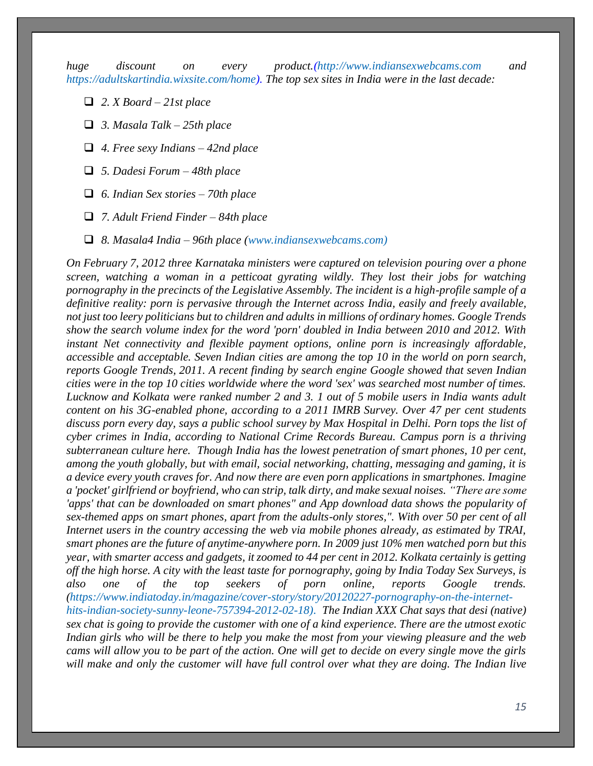*huge discount on every product.(http://www.indiansexwebcams.com and https://adultskartindia.wixsite.com/home). The top sex sites in India were in the last decade:*

- *2. X Board – 21st place*
- *3. Masala Talk – 25th place*
- *4. Free sexy Indians – 42nd place*
- *5. Dadesi Forum – 48th place*
- *6. Indian Sex stories – 70th place*
- *7. Adult Friend Finder – 84th place*
- *8. Masala4 India – 96th place (www.indiansexwebcams.com)*

*On February 7, 2012 three Karnataka ministers were captured on television pouring over a phone screen, watching a woman in a petticoat gyrating wildly. They lost their jobs for watching pornography in the precincts of the Legislative Assembly. The incident is a high-profile sample of a definitive reality: porn is pervasive through the Internet across India, easily and freely available, not just too leery politicians but to children and adults in millions of ordinary homes. Google Trends show the search volume index for the word 'porn' doubled in India between 2010 and 2012. With instant Net connectivity and flexible payment options, online porn is increasingly affordable, accessible and acceptable. Seven Indian cities are among the top 10 in the world on porn search, reports Google Trends, 2011. A recent finding by search engine Google showed that seven Indian cities were in the top 10 cities worldwide where the word 'sex' was searched most number of times. Lucknow and Kolkata were ranked number 2 and 3. 1 out of 5 mobile users in India wants adult content on his 3G-enabled phone, according to a 2011 IMRB Survey. Over 47 per cent students discuss porn every day, says a public school survey by Max Hospital in Delhi. Porn tops the list of cyber crimes in India, according to National Crime Records Bureau. Campus porn is a thriving subterranean culture here. Though India has the lowest penetration of smart phones, 10 per cent, among the youth globally, but with email, social networking, chatting, messaging and gaming, it is a device every youth craves for. And now there are even porn applications in smartphones. Imagine a 'pocket' girlfriend or boyfriend, who can strip, talk dirty, and make sexual noises. "There are some 'apps' that can be downloaded on smart phones" and App download data shows the popularity of sex-themed apps on smart phones, apart from the adults-only stores,". With over 50 per cent of all Internet users in the country accessing the web via mobile phones already, as estimated by TRAI, smart phones are the future of anytime-anywhere porn. In 2009 just 10% men watched porn but this year, with smarter access and gadgets, it zoomed to 44 per cent in 2012. Kolkata certainly is getting off the high horse. A city with the least taste for pornography, going by India Today Sex Surveys, is also one of the top seekers of porn online, reports Google trends. (https://www.indiatoday.in/magazine/cover-story/story/20120227-pornography-on-the-internet-hits-indian-society-sunny-leone-757394-2012-02-18). The Indian XXX Chat says that desi (native) sex chat is going to provide the customer with one of a kind experience. There are the utmost exotic Indian girls who will be there to help you make the most from your viewing pleasure and the web cams will allow you to be part of the action. One will get to decide on every single move the girls will make and only the customer will have full control over what they are doing. The Indian live*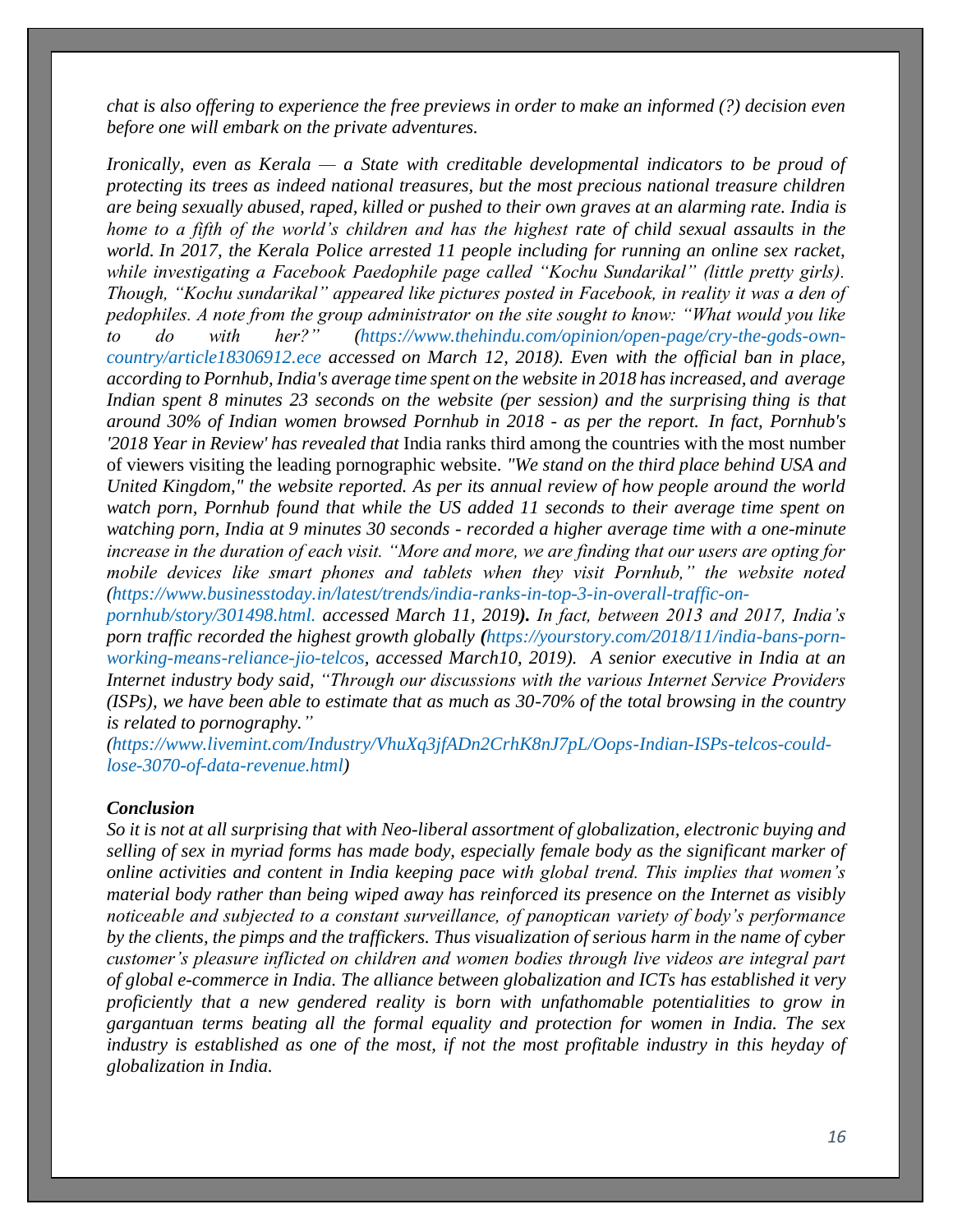*chat is also offering to experience the free previews in order to make an informed (?) decision even before one will embark on the private adventures.*

*Ironically, even as Kerala — a State with creditable developmental indicators to be proud of protecting its trees as indeed national treasures, but the most precious national treasure children are being sexually abused, raped, killed or pushed to their own graves at an alarming rate. India is home to a fifth of the world's children and has the highest rate of child sexual assaults in the world. In 2017, the Kerala Police arrested 11 people including for running an online sex racket, while investigating a Facebook Paedophile page called "Kochu Sundarikal" (little pretty girls). Though, "Kochu sundarikal" appeared like pictures posted in Facebook, in reality it was a den of pedophiles. A note from the group administrator on the site sought to know: "What would you like to do with her?" (https://www.thehindu.com/opinion/open-page/cry-the-gods-own-country/article18306912.ece accessed on March 12, 2018). Even with the official ban in place, according to Pornhub, India's average time spent on the website in 2018 has increased, and average Indian spent 8 minutes 23 seconds on the website (per session) and the surprising thing is that around 30% of Indian women browsed Pornhub in 2018 - as per the report. In fact, Pornhub's '2018 Year in Review' has revealed that* India ranks third among the countries with the most number of viewers visiting the leading pornographic website. *"We stand on the third place behind USA and United Kingdom," the website reported. As per its annual review of how people around the world watch porn, Pornhub found that while the US added 11 seconds to their average time spent on watching porn, India at 9 minutes 30 seconds - recorded a higher average time with a one-minute increase in the duration of each visit. "More and more, we are finding that our users are opting for mobile devices like smart phones and tablets when they visit Pornhub," the website noted (https://www.businesstoday.in/latest/trends/india-ranks-in-top-3-in-overall-traffic-on-pornhub/story/301498.html. accessed March 11, 2019). In fact, between 2013 and 2017, India's porn traffic recorded the highest growth globally (https://yourstory.com/2018/11/india-bans-porn-working-means-reliance-jio-telcos, accessed March10, 2019). A senior executive in India at an Internet industry body said, "Through our discussions with the various Internet Service Providers (ISPs), we have been able to estimate that as much as 30-70% of the total browsing in the country is related to pornography." (https://www.livemint.com/Industry/VhuXq3jfADn2CrhK8nJ7pL/Oops-Indian-ISPs-telcos-could-lose-3070-of-data-revenue.html)*

### *Conclusion*

*So it is not at all surprising that with Neo-liberal assortment of globalization, electronic buying and selling of sex in myriad forms has made body, especially female body as the significant marker of online activities and content in India keeping pace with global trend. This implies that women's material body rather than being wiped away has reinforced its presence on the Internet as visibly noticeable and subjected to a constant surveillance, of panoptican variety of body's performance by the clients, the pimps and the traffickers. Thus visualization of serious harm in the name of cyber customer's pleasure inflicted on children and women bodies through live videos are integral part of global e-commerce in India. The alliance between globalization and ICTs has established it very proficiently that a new gendered reality is born with unfathomable potentialities to grow in gargantuan terms beating all the formal equality and protection for women in India. The sex industry is established as one of the most, if not the most profitable industry in this heyday of globalization in India.*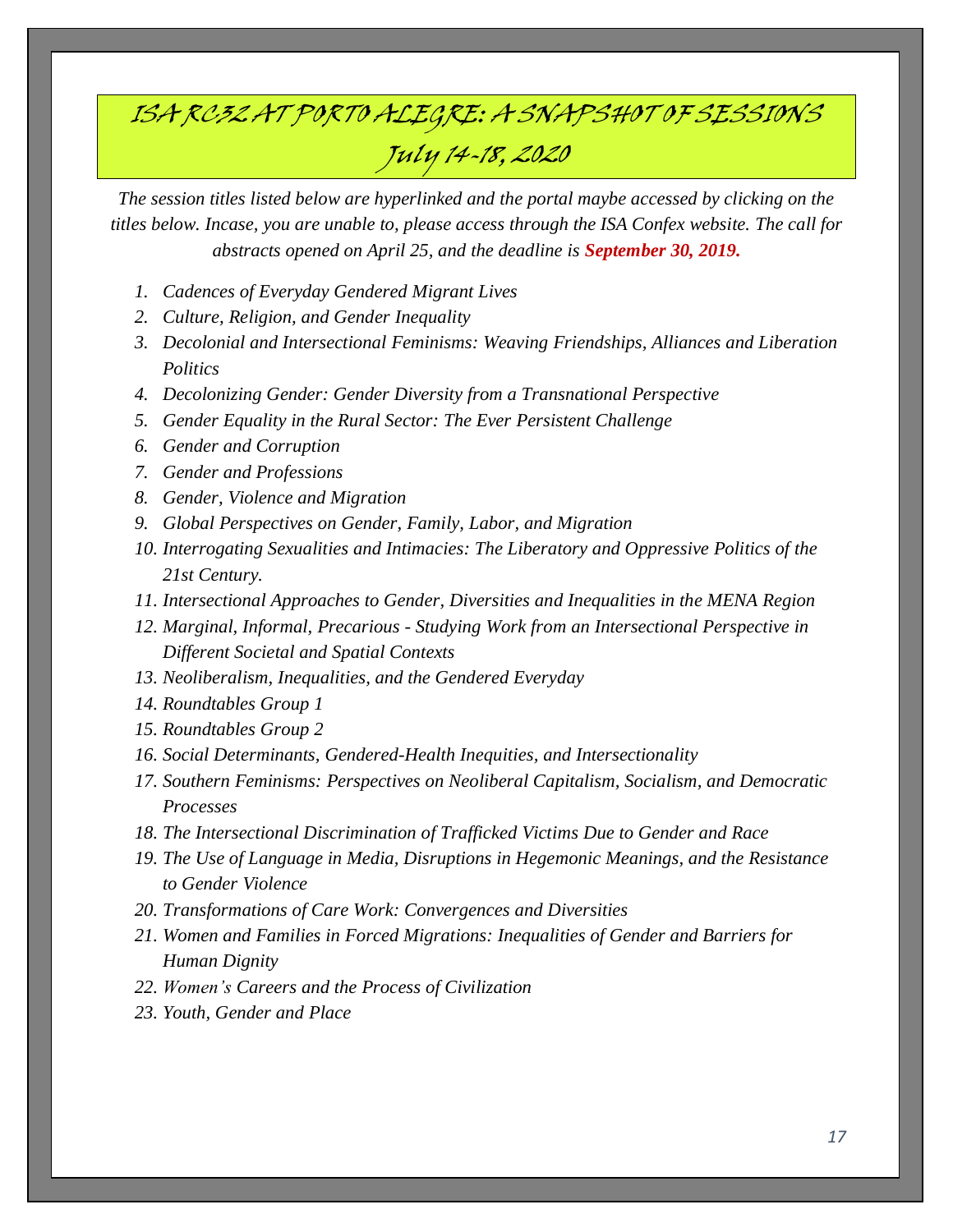# ISA RC32 AT PORTO ALEGRE: A SNAPSHOT OF SESSIONS
## July 14-18, 2020

*The session titles listed below are hyperlinked and the portal maybe accessed by clicking on the titles below. Incase, you are unable to, please access through the ISA Confex website. The call for abstracts opened on April 25, and the deadline is **September 30, 2019.***

1. *Cadences of Everyday Gendered Migrant Lives*
2. *Culture, Religion, and Gender Inequality*
3. *Decolonial and Intersectional Feminisms: Weaving Friendships, Alliances and Liberation Politics*
4. *Decolonizing Gender: Gender Diversity from a Transnational Perspective*
5. *Gender Equality in the Rural Sector: The Ever Persistent Challenge*
6. *Gender and Corruption*
7. *Gender and Professions*
8. *Gender, Violence and Migration*
9. *Global Perspectives on Gender, Family, Labor, and Migration*
10. *Interrogating Sexualities and Intimacies: The Liberatory and Oppressive Politics of the 21st Century.*
11. *Intersectional Approaches to Gender, Diversities and Inequalities in the MENA Region*
12. *Marginal, Informal, Precarious - Studying Work from an Intersectional Perspective in Different Societal and Spatial Contexts*
13. *Neoliberalism, Inequalities, and the Gendered Everyday*
14. *Roundtables Group 1*
15. *Roundtables Group 2*
16. *Social Determinants, Gendered-Health Inequities, and Intersectionality*
17. *Southern Feminisms: Perspectives on Neoliberal Capitalism, Socialism, and Democratic Processes*
18. *The Intersectional Discrimination of Trafficked Victims Due to Gender and Race*
19. *The Use of Language in Media, Disruptions in Hegemonic Meanings, and the Resistance to Gender Violence*
20. *Transformations of Care Work: Convergences and Diversities*
21. *Women and Families in Forced Migrations: Inequalities of Gender and Barriers for Human Dignity*
22. *Women's Careers and the Process of Civilization*
23. *Youth, Gender and Place*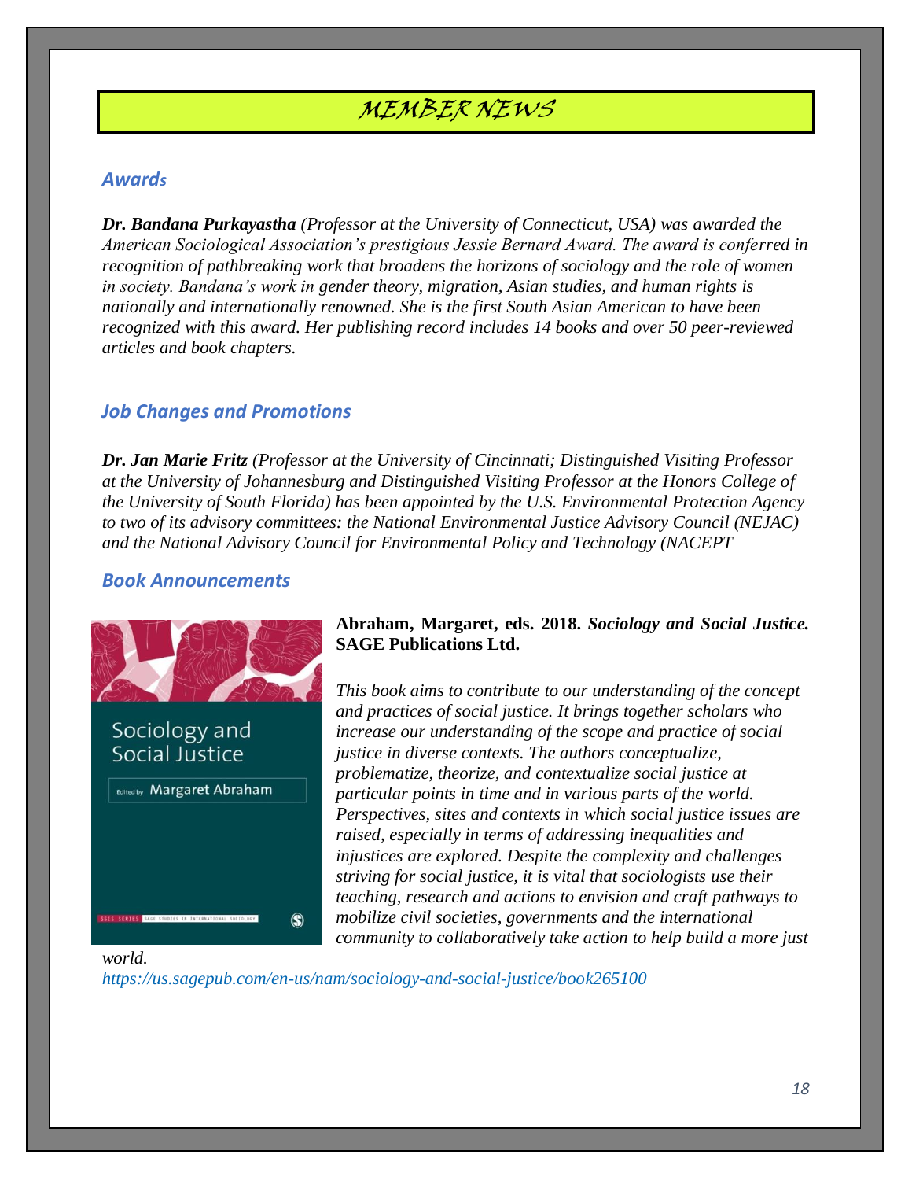# MEMBER NEWS

## *Awards*

***Dr. Bandana Purkayastha*** *(Professor at the University of Connecticut, USA) was awarded the American Sociological Association's prestigious Jessie Bernard Award. The award is conferred in recognition of pathbreaking work that broadens the horizons of sociology and the role of women in society. Bandana's work in gender theory, migration, Asian studies, and human rights is nationally and internationally renowned. She is the first South Asian American to have been recognized with this award. Her publishing record includes 14 books and over 50 peer-reviewed articles and book chapters.*

## *Job Changes and Promotions*

***Dr. Jan Marie Fritz*** *(Professor at the University of Cincinnati; Distinguished Visiting Professor at the University of Johannesburg and Distinguished Visiting Professor at the Honors College of the University of South Florida) has been appointed by the U.S. Environmental Protection Agency to two of its advisory committees: the National Environmental Justice Advisory Council (NEJAC) and the National Advisory Council for Environmental Policy and Technology (NACEPT*

## *Book Announcements*

**Abraham, Margaret, eds. 2018. *Sociology and Social Justice.* SAGE Publications Ltd.**

*This book aims to contribute to our understanding of the concept and practices of social justice. It brings together scholars who increase our understanding of the scope and practice of social justice in diverse contexts. The authors conceptualize, problematize, theorize, and contextualize social justice at particular points in time and in various parts of the world. Perspectives, sites and contexts in which social justice issues are raised, especially in terms of addressing inequalities and injustices are explored. Despite the complexity and challenges striving for social justice, it is vital that sociologists use their teaching, research and actions to envision and craft pathways to mobilize civil societies, governments and the international community to collaboratively take action to help build a more just world.*

*https://us.sagepub.com/en-us/nam/sociology-and-social-justice/book265100*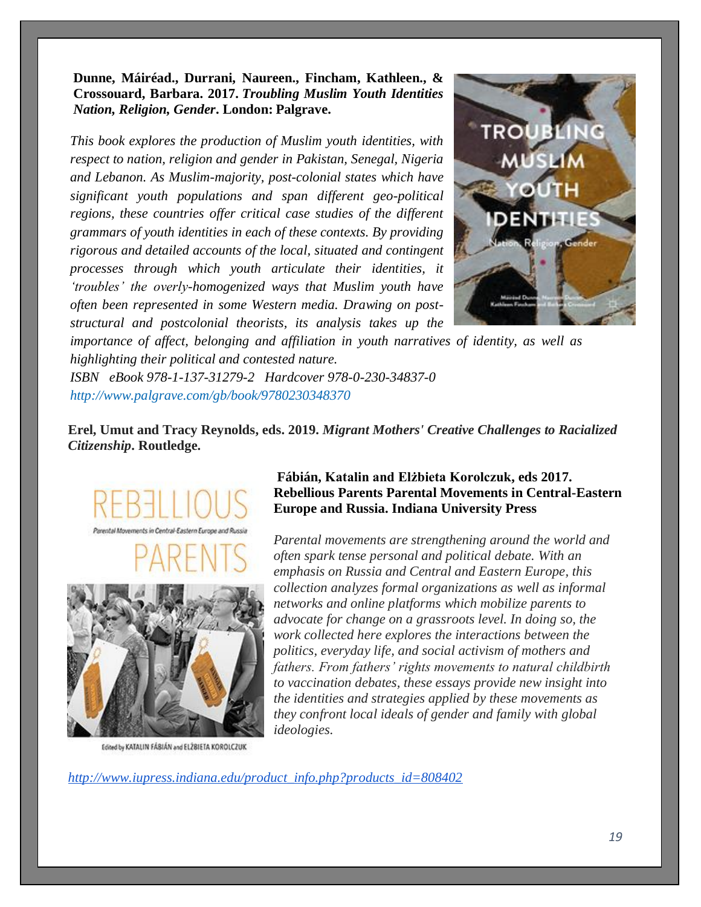**Dunne, Máiréad., Durrani, Naureen., Fincham, Kathleen., & Crossouard, Barbara. 2017. *Troubling Muslim Youth Identities Nation, Religion, Gender*. London: Palgrave.**

*This book explores the production of Muslim youth identities, with respect to nation, religion and gender in Pakistan, Senegal, Nigeria and Lebanon. As Muslim-majority, post-colonial states which have significant youth populations and span different geo-political regions, these countries offer critical case studies of the different grammars of youth identities in each of these contexts. By providing rigorous and detailed accounts of the local, situated and contingent processes through which youth articulate their identities, it 'troubles' the overly-homogenized ways that Muslim youth have often been represented in some Western media. Drawing on post-structural and postcolonial theorists, its analysis takes up the importance of affect, belonging and affiliation in youth narratives of identity, as well as highlighting their political and contested nature.*

*ISBN eBook 978-1-137-31279-2 Hardcover 978-0-230-34837-0*

*http://www.palgrave.com/gb/book/9780230348370*

**Erel, Umut and Tracy Reynolds, eds. 2019. *Migrant Mothers' Creative Challenges to Racialized Citizenship*. Routledge.**

**Fábián, Katalin and Elżbieta Korolczuk, eds 2017. Rebellious Parents Parental Movements in Central-Eastern Europe and Russia. Indiana University Press**

*Parental movements are strengthening around the world and often spark tense personal and political debate. With an emphasis on Russia and Central and Eastern Europe, this collection analyzes formal organizations as well as informal networks and online platforms which mobilize parents to advocate for change on a grassroots level. In doing so, the work collected here explores the interactions between the politics, everyday life, and social activism of mothers and fathers. From fathers' rights movements to natural childbirth to vaccination debates, these essays provide new insight into the identities and strategies applied by these movements as they confront local ideals of gender and family with global ideologies.*

*http://www.iupress.indiana.edu/product_info.php?products_id=808402*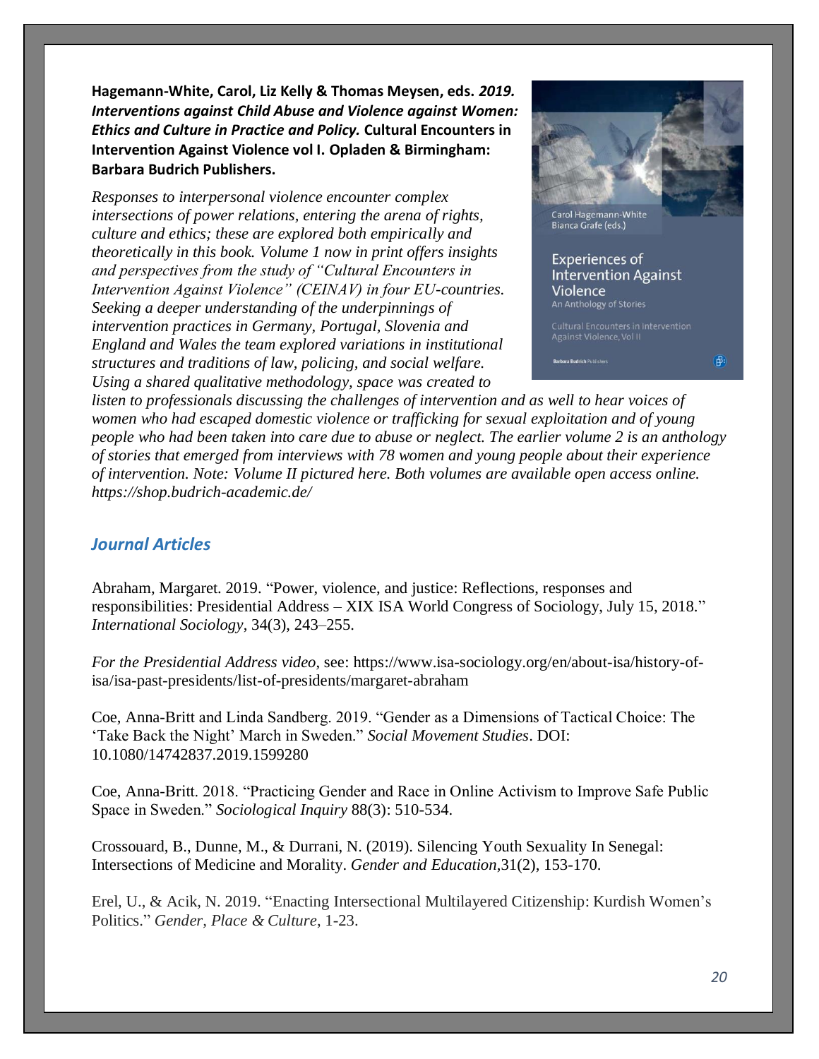**Hagemann-White, Carol, Liz Kelly & Thomas Meysen, eds.** ***2019. Interventions against Child Abuse and Violence against Women: Ethics and Culture in Practice and Policy.*** **Cultural Encounters in Intervention Against Violence vol I. Opladen & Birmingham: Barbara Budrich Publishers.**

*Responses to interpersonal violence encounter complex intersections of power relations, entering the arena of rights, culture and ethics; these are explored both empirically and theoretically in this book. Volume 1 now in print offers insights and perspectives from the study of "Cultural Encounters in Intervention Against Violence" (CEINAV) in four EU-countries. Seeking a deeper understanding of the underpinnings of intervention practices in Germany, Portugal, Slovenia and England and Wales the team explored variations in institutional structures and traditions of law, policing, and social welfare. Using a shared qualitative methodology, space was created to listen to professionals discussing the challenges of intervention and as well to hear voices of women who had escaped domestic violence or trafficking for sexual exploitation and of young people who had been taken into care due to abuse or neglect. The earlier volume 2 is an anthology of stories that emerged from interviews with 78 women and young people about their experience of intervention. Note: Volume II pictured here. Both volumes are available open access online. https://shop.budrich-academic.de/*

## *Journal Articles*

Abraham, Margaret. 2019. "Power, violence, and justice: Reflections, responses and responsibilities: Presidential Address – XIX ISA World Congress of Sociology, July 15, 2018." *International Sociology*, 34(3), 243–255.

*For the Presidential Address video*, see: https://www.isa-sociology.org/en/about-isa/history-of-isa/isa-past-presidents/list-of-presidents/margaret-abraham

Coe, Anna-Britt and Linda Sandberg. 2019. "Gender as a Dimensions of Tactical Choice: The 'Take Back the Night' March in Sweden." *Social Movement Studies*. DOI: 10.1080/14742837.2019.1599280

Coe, Anna-Britt. 2018. "Practicing Gender and Race in Online Activism to Improve Safe Public Space in Sweden." *Sociological Inquiry* 88(3): 510-534.

Crossouard, B., Dunne, M., & Durrani, N. (2019). Silencing Youth Sexuality In Senegal: Intersections of Medicine and Morality. *Gender and Education*,31(2), 153-170.

Erel, U., & Acik, N. 2019. "Enacting Intersectional Multilayered Citizenship: Kurdish Women's Politics." *Gender, Place & Culture*, 1-23.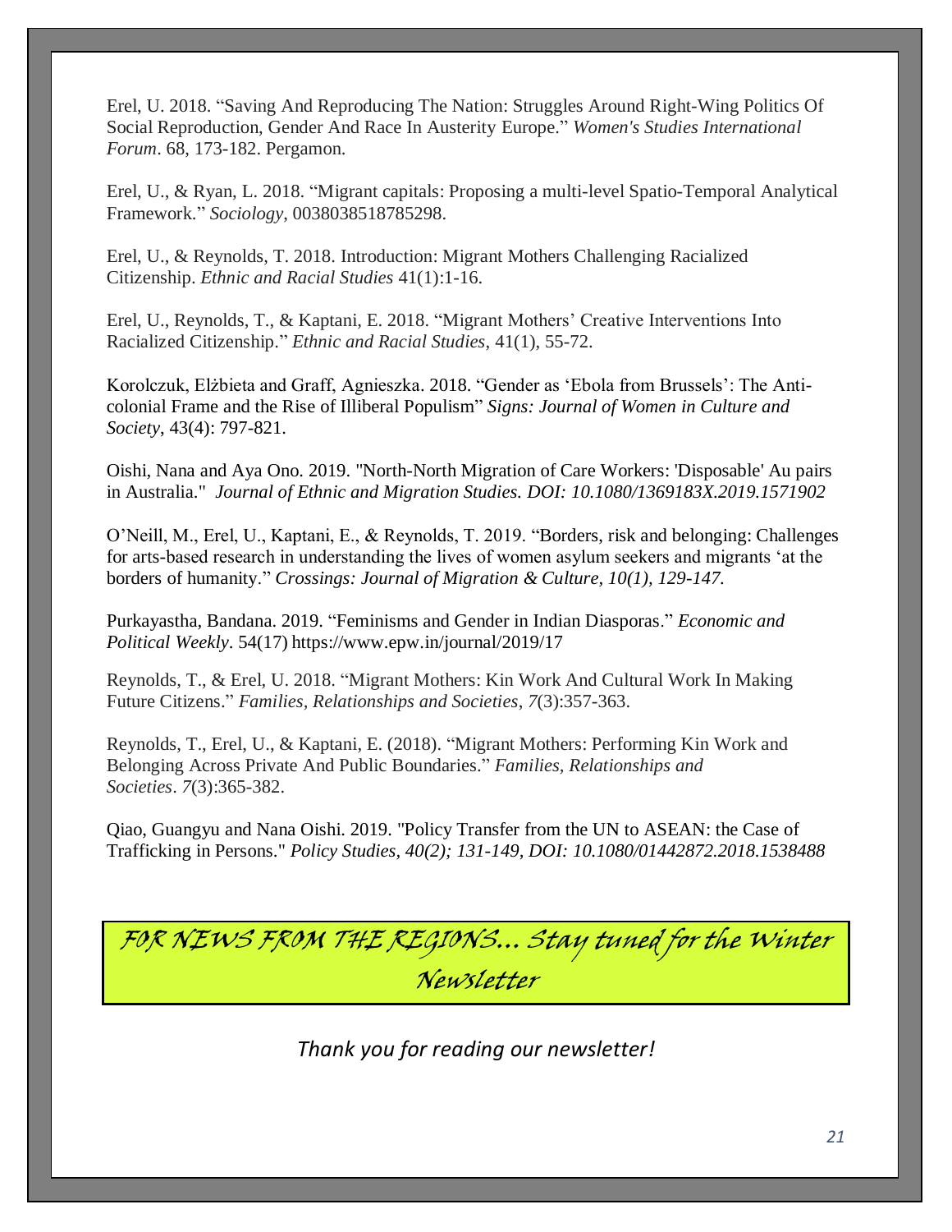Erel, U. 2018. “Saving And Reproducing The Nation: Struggles Around Right-Wing Politics Of Social Reproduction, Gender And Race In Austerity Europe.” *Women's Studies International Forum*. 68, 173-182. Pergamon.

Erel, U., & Ryan, L. 2018. “Migrant capitals: Proposing a multi-level Spatio-Temporal Analytical Framework.” *Sociology*, 0038038518785298.

Erel, U., & Reynolds, T. 2018. Introduction: Migrant Mothers Challenging Racialized Citizenship. *Ethnic and Racial Studies* 41(1):1-16.

Erel, U., Reynolds, T., & Kaptani, E. 2018. “Migrant Mothers’ Creative Interventions Into Racialized Citizenship.” *Ethnic and Racial Studies*, 41(1), 55-72.

Korolczuk, Elżbieta and Graff, Agnieszka. 2018. “Gender as ‘Ebola from Brussels’: The Anti-colonial Frame and the Rise of Illiberal Populism” *Signs: Journal of Women in Culture and Society*, 43(4): 797-821.

Oishi, Nana and Aya Ono. 2019. "North-North Migration of Care Workers: 'Disposable' Au pairs in Australia." *Journal of Ethnic and Migration Studies. DOI: 10.1080/1369183X.2019.1571902*

O’Neill, M., Erel, U., Kaptani, E., & Reynolds, T. 2019. “Borders, risk and belonging: Challenges for arts-based research in understanding the lives of women asylum seekers and migrants ‘at the borders of humanity.” *Crossings: Journal of Migration & Culture, 10(1), 129-147.*

Purkayastha, Bandana. 2019. “Feminisms and Gender in Indian Diasporas.” *Economic and Political Weekly*. 54(17) https://www.epw.in/journal/2019/17

Reynolds, T., & Erel, U. 2018. “Migrant Mothers: Kin Work And Cultural Work In Making Future Citizens.” *Families, Relationships and Societies*, *7*(3):357-363.

Reynolds, T., Erel, U., & Kaptani, E. (2018). “Migrant Mothers: Performing Kin Work and Belonging Across Private And Public Boundaries.” *Families, Relationships and Societies*. *7*(3):365-382.

Qiao, Guangyu and Nana Oishi. 2019. "Policy Transfer from the UN to ASEAN: the Case of Trafficking in Persons." *Policy Studies, 40(2); 131-149, DOI: 10.1080/01442872.2018.1538488*

*FOR NEWS FROM THE REGIONS… Stay tuned for the Winter Newsletter*

*Thank you for reading our newsletter!*